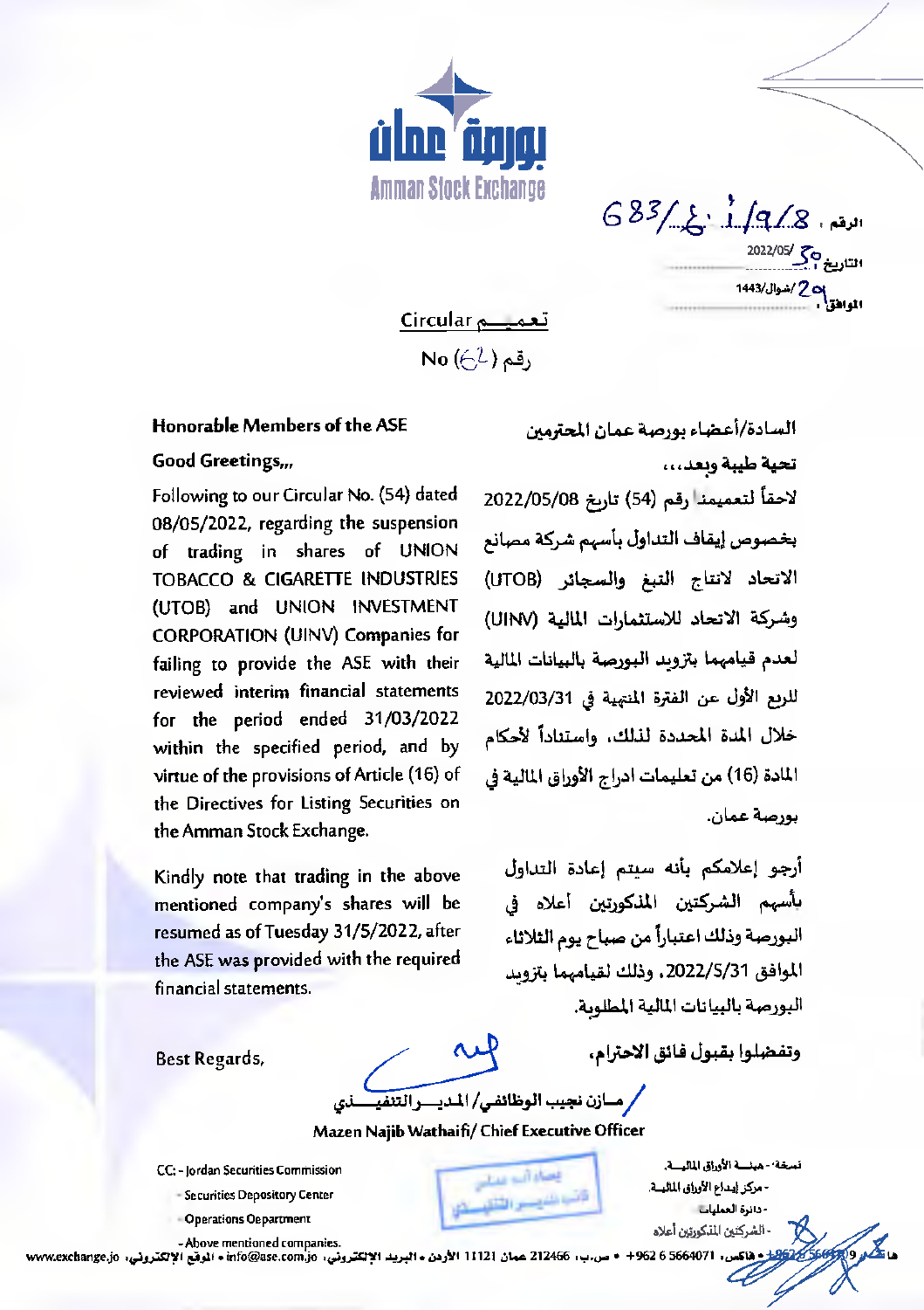بورصة عمان
Amman Stock Exchange

الرقم : 683/ع. ا/9/8
التاريخ : 2022/05/30
الموافق : 1443/شوال/29

Circular تعميم

No (62) رقم

**Honorable Members of the ASE**

**Good Greetings,,,**

Following to our Circular No. (54) dated 08/05/2022, regarding the suspension of trading in shares of UNION TOBACCO & CIGARETTE INDUSTRIES (UTOB) and UNION INVESTMENT CORPORATION (UINV) Companies for failing to provide the ASE with their reviewed interim financial statements for the period ended 31/03/2022 within the specified period, and by virtue of the provisions of Article (16) of the Directives for Listing Securities on the Amman Stock Exchange.

Kindly note that trading in the above mentioned company's shares will be resumed as of Tuesday 31/5/2022, after the ASE was provided with the required financial statements.

Best Regards,

**السادة/أعضاء بورصة عمان المحترمين**

**تحية طيبة وبعد،،،**

لاحقاً لتعميمنا رقم (54) تاريخ 2022/05/08 بخصوص إيقاف التداول بأسهم شركة مصانع الاتحاد لانتاج التبغ والسجائر (UTOB) وشركة الاتحاد للاستثمارات المالية (UINV) لعدم قيامهما بتزويد البورصة بالبيانات المالية للربع الأول عن الفترة المنتهية في 2022/03/31 خلال المدة المحددة لذلك، واستناداً لأحكام المادة (16) من تعليمات ادراج الأوراق المالية في بورصة عمان.

أرجو إعلامكم بأنه سيتم إعادة التداول بأسهم الشركتين المذكورتين أعلاه في البورصة وذلك اعتباراً من صباح يوم الثلاثاء الموافق 2022/5/31، وذلك لقيامهما بتزويد البورصة بالبيانات المالية المطلوبة.

وتفضلوا بقبول فائق الاحترام،

مازن نجيب الوظائفي/ المدير التنفيذي

**Mazen Najib Wathaifi/ Chief Executive Officer**

CC: - Jordan Securities Commission
- Securities Depository Center
- Operations Department
- Above mentioned companies.

نسخة: - هيئة الأوراق المالية.
- مركز إيداع الأوراق المالية.
- دائرة العمليات.
- الشركتين المذكورتين أعلاه.

هاتف 5664109 6 962+ • فاكس 5664071 6 962+ • ص.ب. 212466 عمان 11121 الأردن • البريد الإلكتروني: info@ase.com.jo • الموقع الإلكتروني: www.exchange.jo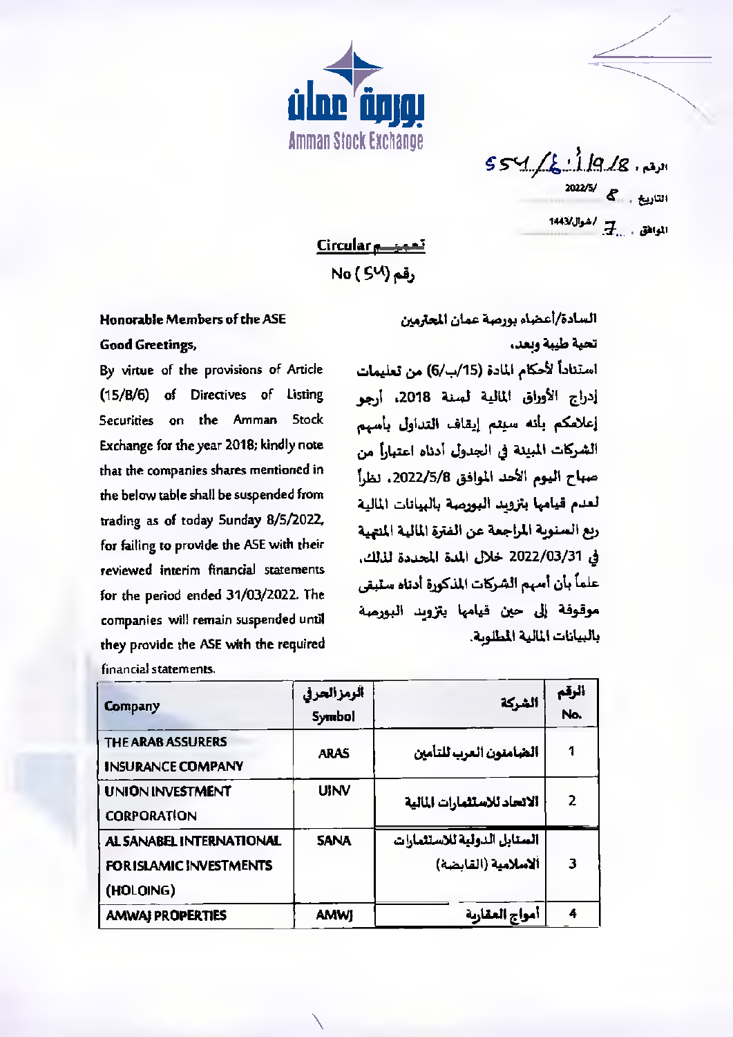بورصة عمان
Amman Stock Exchange

الرقم: 554/4/1/9/8
التاريخ: 8/2022/5
الموافق: 7/شوال/1443

## Circular تعميم
## No (54) رقم

**السادة/أعضاء بورصة عمان المحترمين**

**تحية طيبة وبعد،**

استناداً لأحكام المادة (15/ب/6) من تعليمات إدراج الأوراق المالية لسنة 2018، أرجو إعلامكم بأنه سيتم إيقاف التداول بأسهم الشركات المبينة في الجدول أدناه اعتباراً من صباح اليوم الأحد الموافق 2022/5/8، نظراً لعدم قيامها بتزويد البورصة بالبيانات المالية ربع السنوية المراجعة عن الفترة المالية المنتهية في 2022/03/31 خلال المدة المحددة لذلك، علماً بأن أسهم الشركات المذكورة أدناه ستبقى موقوفة إلى حين قيامها بتزويد البورصة بالبيانات المالية المطلوبة.

**Honorable Members of the ASE**

**Good Greetings,**

By virtue of the provisions of Article (15/B/6) of Directives of Listing Securities on the Amman Stock Exchange for the year 2018; kindly note that the companies shares mentioned in the below table shall be suspended from trading as of today Sunday 8/5/2022, for failing to provide the ASE with their reviewed interim financial statements for the period ended 31/03/2022. The companies will remain suspended until they provide the ASE with the required financial statements.

| Company | الرمز الحرفي Symbol | الشركة | الرقم No. |
|---|---|---|---|
| THE ARAB ASSURERS INSURANCE COMPANY | ARAS | الضامنون العرب للتأمين | 1 |
| UNION INVESTMENT CORPORATION | UINV | الاتحاد للاستثمارات المالية | 2 |
| AL SANABEL INTERNATIONAL FOR ISLAMIC INVESTMENTS (HOLDING) | SANA | السنابل الدولية للاستثمارات الاسلامية (القابضة) | 3 |
| AMWAJ PROPERTIES | AMWJ | أمواج العقارية | 4 |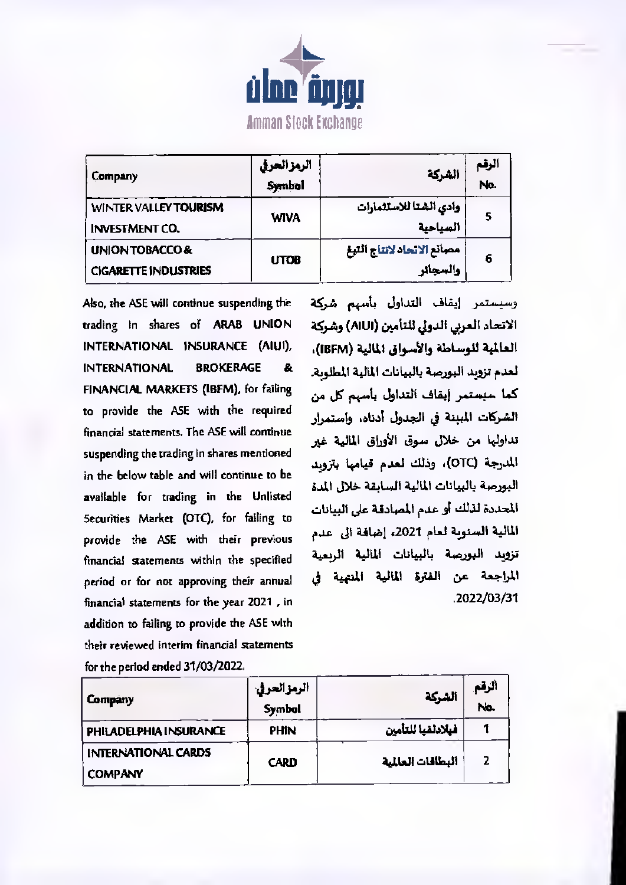| Company | الرمز الحرفي Symbol | الشركة | الرقم No. |
|---|---|---|---|
| WINTER VALLEY TOURISM INVESTMENT CO. | WIVA | وادي الشتا للاستثمارات السياحية | 5 |
| UNION TOBACCO & CIGARETTE INDUSTRIES | UTOB | مصانع الاتحاد لانتاج التبغ والسجائر | 6 |

وسيستمر إيقاف التداول بأسهم شركة الاتحاد العربي الدولي للتأمين (AIUI) وشركة العالمية للوساطة والأسواق المالية (IBFM)، لعدم تزويد البورصة بالبيانات المالية المطلوبة. كما سيستمر إيقاف التداول بأسهم كل من الشركات المبينة في الجدول أدناه، واستمرار تداولها من خلال سوق الأوراق المالية غير المدرجة (OTC)، وذلك لعدم قيامها بتزويد البورصة بالبيانات المالية السابقة خلال المدة المحددة لذلك أو عدم المصادقة على البيانات المالية السنوية لعام 2021، إضافة الى عدم تزويد البورصة بالبيانات المالية الربعية المراجعة عن الفترة المالية المنتهية في 2022/03/31.

Also, the ASE will continue suspending the trading in shares of ARAB UNION INTERNATIONAL INSURANCE (AIUI), INTERNATIONAL BROKERAGE & FINANCIAL MARKETS (IBFM), for failing to provide the ASE with the required financial statements. The ASE will continue suspending the trading in shares mentioned in the below table and will continue to be available for trading in the Unlisted Securities Market (OTC), for failing to provide the ASE with their previous financial statements within the specified period or for not approving their annual financial statements for the year 2021 , in addition to failing to provide the ASE with their reviewed interim financial statements for the period ended 31/03/2022.

| Company | الرمز الحرفي Symbol | الشركة | الرقم No. |
|---|---|---|---|
| PHILADELPHIA INSURANCE | PHIN | فيلادلفيا للتأمين | 1 |
| INTERNATIONAL CARDS COMPANY | CARD | البطاقات العالمية | 2 |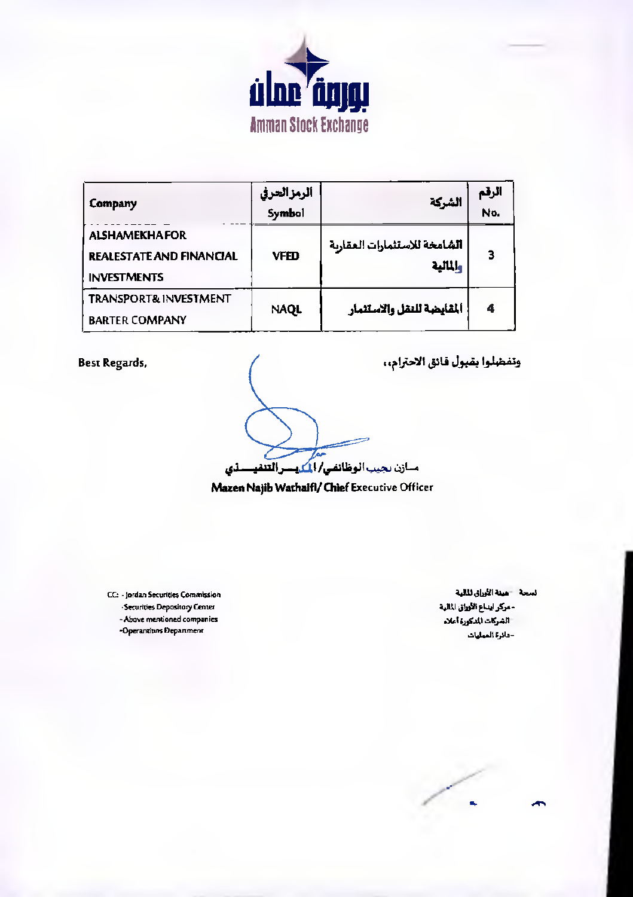بورصة عمان
Amman Stock Exchange

| Company | الرمز الحرفي Symbol | الشركة | الرقم No. |
| --- | --- | --- | --- |
| ALSHAMEKHA FOR REALESTATE AND FINANCIAL INVESTMENTS | VFED | الشامخة للاستثمارات العقارية والمالية | 3 |
| TRANSPORT& INVESTMENT BARTER COMPANY | NAQL | المقايضة للنقل والاستثمار | 4 |

Best Regards,

وتفضلوا بقبول فائق الاحترام،،

مـازن نجيب الوظائفي/ المديـر التنفيـذي
**Mazen Najib Wathaifi/ Chief** Executive Officer

CC: - Jordan Securities Commission
- Securities Depository Center
- Above mentioned companies
- Operantions Department

نسخة - هيئة الأوراق المالية
- مركز إيداع الأوراق المالية
- الشركات المذكورة أعلاه
- دائرة العمليات